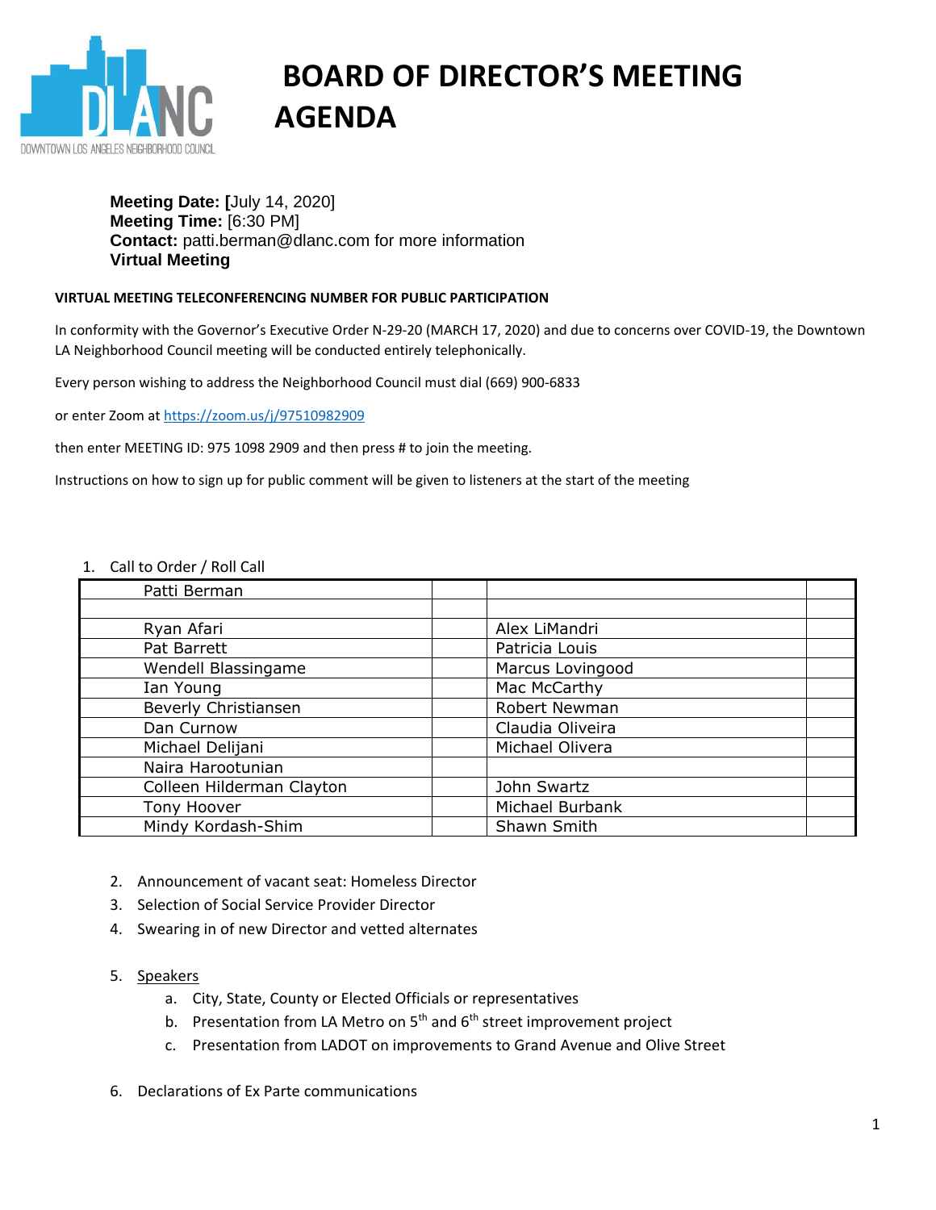# BOARD OF DIRECTOR'S MEETING AGENDA

**Meeting Date: [**July 14, 2020]
**Meeting Time:** [6:30 PM]
**Contact:** patti.berman@dlanc.com for more information
**Virtual Meeting**

**VIRTUAL MEETING TELECONFERENCING NUMBER FOR PUBLIC PARTICIPATION**

In conformity with the Governor's Executive Order N-29-20 (MARCH 17, 2020) and due to concerns over COVID-19, the Downtown LA Neighborhood Council meeting will be conducted entirely telephonically.

Every person wishing to address the Neighborhood Council must dial (669) 900-6833

or enter Zoom at https://zoom.us/j/97510982909

then enter MEETING ID: 975 1098 2909 and then press # to join the meeting.

Instructions on how to sign up for public comment will be given to listeners at the start of the meeting

1. Call to Order / Roll Call

| Patti Berman | | | |
|---|---|---|---|
| | | | |
| Ryan Afari | | Alex LiMandri | |
| Pat Barrett | | Patricia Louis | |
| Wendell Blassingame | | Marcus Lovingood | |
| Ian Young | | Mac McCarthy | |
| Beverly Christiansen | | Robert Newman | |
| Dan Curnow | | Claudia Oliveira | |
| Michael Delijani | | Michael Olivera | |
| Naira Harootunian | | | |
| Colleen Hilderman Clayton | | John Swartz | |
| Tony Hoover | | Michael Burbank | |
| Mindy Kordash-Shim | | Shawn Smith | |

2. Announcement of vacant seat: Homeless Director
3. Selection of Social Service Provider Director
4. Swearing in of new Director and vetted alternates
5. Speakers
   a. City, State, County or Elected Officials or representatives
   b. Presentation from LA Metro on 5th and 6th street improvement project
   c. Presentation from LADOT on improvements to Grand Avenue and Olive Street
6. Declarations of Ex Parte communications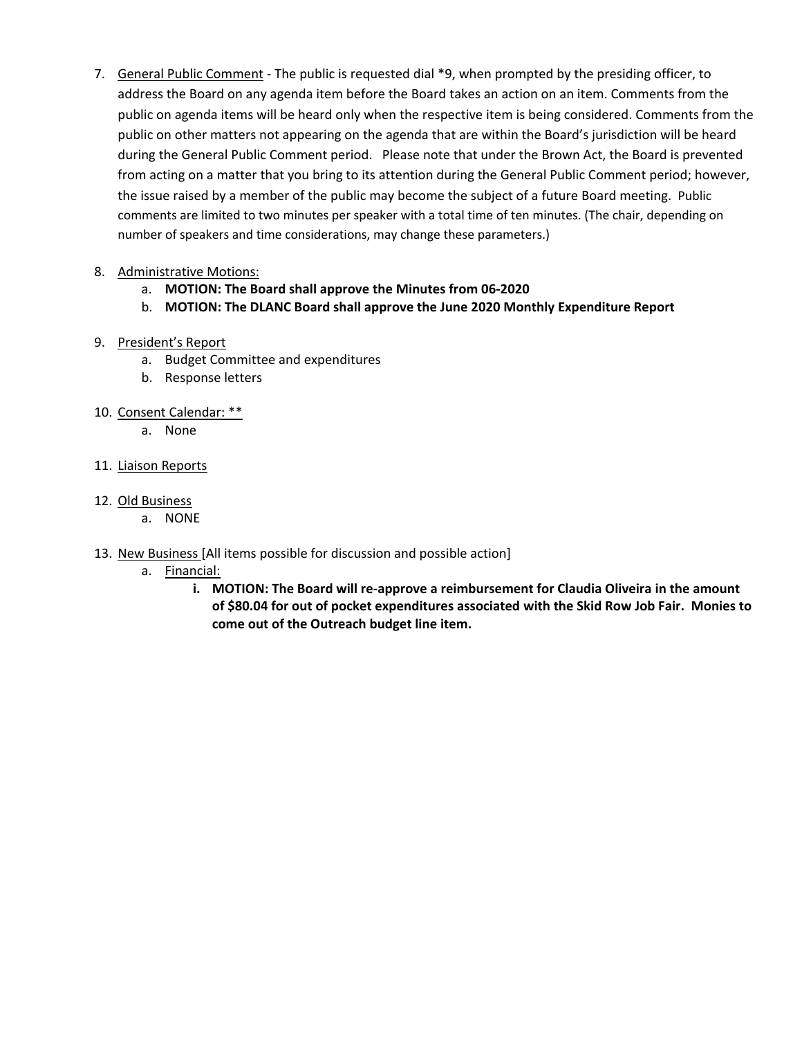7. General Public Comment - The public is requested dial *9, when prompted by the presiding officer, to address the Board on any agenda item before the Board takes an action on an item. Comments from the public on agenda items will be heard only when the respective item is being considered. Comments from the public on other matters not appearing on the agenda that are within the Board's jurisdiction will be heard during the General Public Comment period. Please note that under the Brown Act, the Board is prevented from acting on a matter that you bring to its attention during the General Public Comment period; however, the issue raised by a member of the public may become the subject of a future Board meeting. Public comments are limited to two minutes per speaker with a total time of ten minutes. (The chair, depending on number of speakers and time considerations, may change these parameters.)

8. Administrative Motions:
    a. **MOTION: The Board shall approve the Minutes from 06-2020**
    b. **MOTION: The DLANC Board shall approve the June 2020 Monthly Expenditure Report**

9. President's Report
    a. Budget Committee and expenditures
    b. Response letters

10. Consent Calendar: **
    a. None

11. Liaison Reports

12. Old Business
    a. NONE

13. New Business [All items possible for discussion and possible action]
    a. Financial:
        i. **MOTION: The Board will re-approve a reimbursement for Claudia Oliveira in the amount of $80.04 for out of pocket expenditures associated with the Skid Row Job Fair. Monies to come out of the Outreach budget line item.**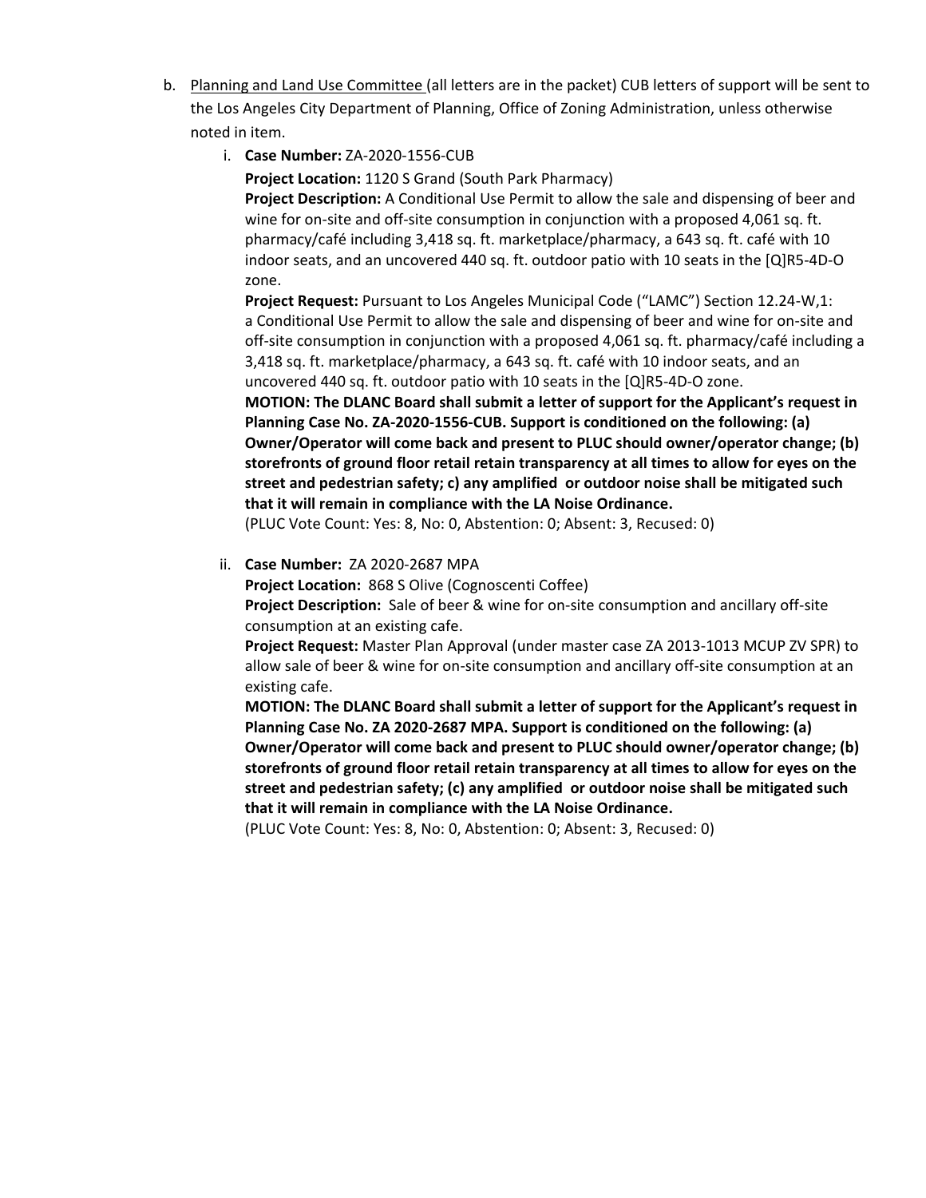b. <u>Planning and Land Use Committee</u> (all letters are in the packet) CUB letters of support will be sent to the Los Angeles City Department of Planning, Office of Zoning Administration, unless otherwise noted in item.

   i. **Case Number:** ZA-2020-1556-CUB

      **Project Location:** 1120 S Grand (South Park Pharmacy)

      **Project Description:** A Conditional Use Permit to allow the sale and dispensing of beer and wine for on-site and off-site consumption in conjunction with a proposed 4,061 sq. ft. pharmacy/café including 3,418 sq. ft. marketplace/pharmacy, a 643 sq. ft. café with 10 indoor seats, and an uncovered 440 sq. ft. outdoor patio with 10 seats in the [Q]R5-4D-O zone.

      **Project Request:** Pursuant to Los Angeles Municipal Code ("LAMC") Section 12.24-W,1: a Conditional Use Permit to allow the sale and dispensing of beer and wine for on-site and off-site consumption in conjunction with a proposed 4,061 sq. ft. pharmacy/café including a 3,418 sq. ft. marketplace/pharmacy, a 643 sq. ft. café with 10 indoor seats, and an uncovered 440 sq. ft. outdoor patio with 10 seats in the [Q]R5-4D-O zone.

      **MOTION: The DLANC Board shall submit a letter of support for the Applicant's request in Planning Case No. ZA-2020-1556-CUB. Support is conditioned on the following: (a) Owner/Operator will come back and present to PLUC should owner/operator change; (b) storefronts of ground floor retail retain transparency at all times to allow for eyes on the street and pedestrian safety; c) any amplified or outdoor noise shall be mitigated such that it will remain in compliance with the LA Noise Ordinance.**

      (PLUC Vote Count: Yes: 8, No: 0, Abstention: 0; Absent: 3, Recused: 0)

   ii. **Case Number:** ZA 2020-2687 MPA

      **Project Location:** 868 S Olive (Cognoscenti Coffee)

      **Project Description:** Sale of beer & wine for on-site consumption and ancillary off-site consumption at an existing cafe.

      **Project Request:** Master Plan Approval (under master case ZA 2013-1013 MCUP ZV SPR) to allow sale of beer & wine for on-site consumption and ancillary off-site consumption at an existing cafe.

      **MOTION: The DLANC Board shall submit a letter of support for the Applicant's request in Planning Case No. ZA 2020-2687 MPA. Support is conditioned on the following: (a) Owner/Operator will come back and present to PLUC should owner/operator change; (b) storefronts of ground floor retail retain transparency at all times to allow for eyes on the street and pedestrian safety; (c) any amplified or outdoor noise shall be mitigated such that it will remain in compliance with the LA Noise Ordinance.**

      (PLUC Vote Count: Yes: 8, No: 0, Abstention: 0; Absent: 3, Recused: 0)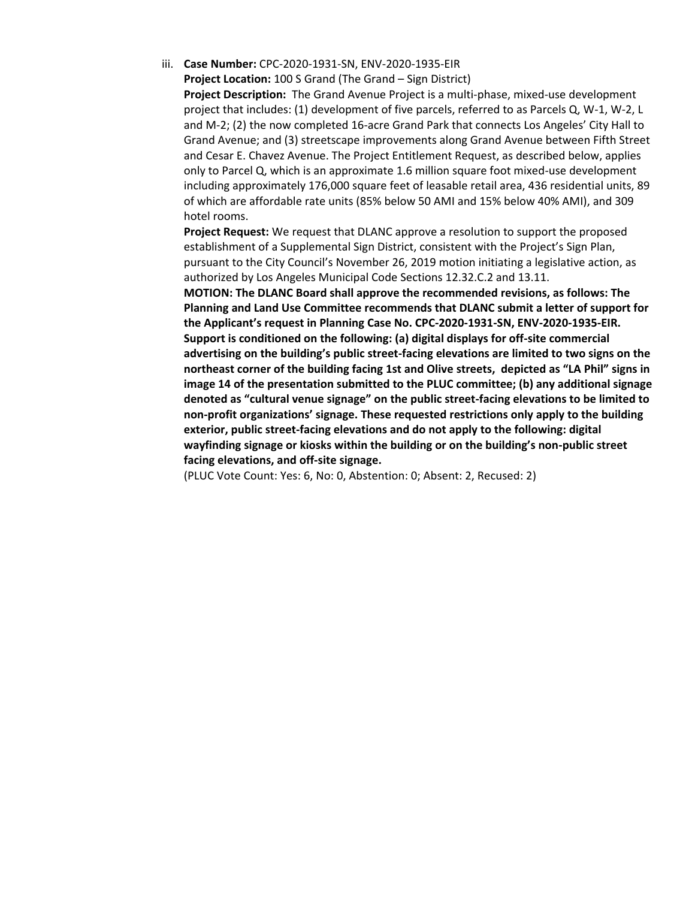iii. **Case Number:** CPC-2020-1931-SN, ENV-2020-1935-EIR

**Project Location:** 100 S Grand (The Grand – Sign District)

**Project Description:** The Grand Avenue Project is a multi-phase, mixed-use development project that includes: (1) development of five parcels, referred to as Parcels Q, W-1, W-2, L and M-2; (2) the now completed 16-acre Grand Park that connects Los Angeles' City Hall to Grand Avenue; and (3) streetscape improvements along Grand Avenue between Fifth Street and Cesar E. Chavez Avenue. The Project Entitlement Request, as described below, applies only to Parcel Q, which is an approximate 1.6 million square foot mixed-use development including approximately 176,000 square feet of leasable retail area, 436 residential units, 89 of which are affordable rate units (85% below 50 AMI and 15% below 40% AMI), and 309 hotel rooms.

**Project Request:** We request that DLANC approve a resolution to support the proposed establishment of a Supplemental Sign District, consistent with the Project's Sign Plan, pursuant to the City Council's November 26, 2019 motion initiating a legislative action, as authorized by Los Angeles Municipal Code Sections 12.32.C.2 and 13.11.

**MOTION: The DLANC Board shall approve the recommended revisions, as follows: The Planning and Land Use Committee recommends that DLANC submit a letter of support for the Applicant's request in Planning Case No. CPC-2020-1931-SN, ENV-2020-1935-EIR. Support is conditioned on the following: (a) digital displays for off-site commercial advertising on the building's public street-facing elevations are limited to two signs on the northeast corner of the building facing 1st and Olive streets, depicted as "LA Phil" signs in image 14 of the presentation submitted to the PLUC committee; (b) any additional signage denoted as "cultural venue signage" on the public street-facing elevations to be limited to non-profit organizations' signage. These requested restrictions only apply to the building exterior, public street-facing elevations and do not apply to the following: digital wayfinding signage or kiosks within the building or on the building's non-public street facing elevations, and off-site signage.**

(PLUC Vote Count: Yes: 6, No: 0, Abstention: 0; Absent: 2, Recused: 2)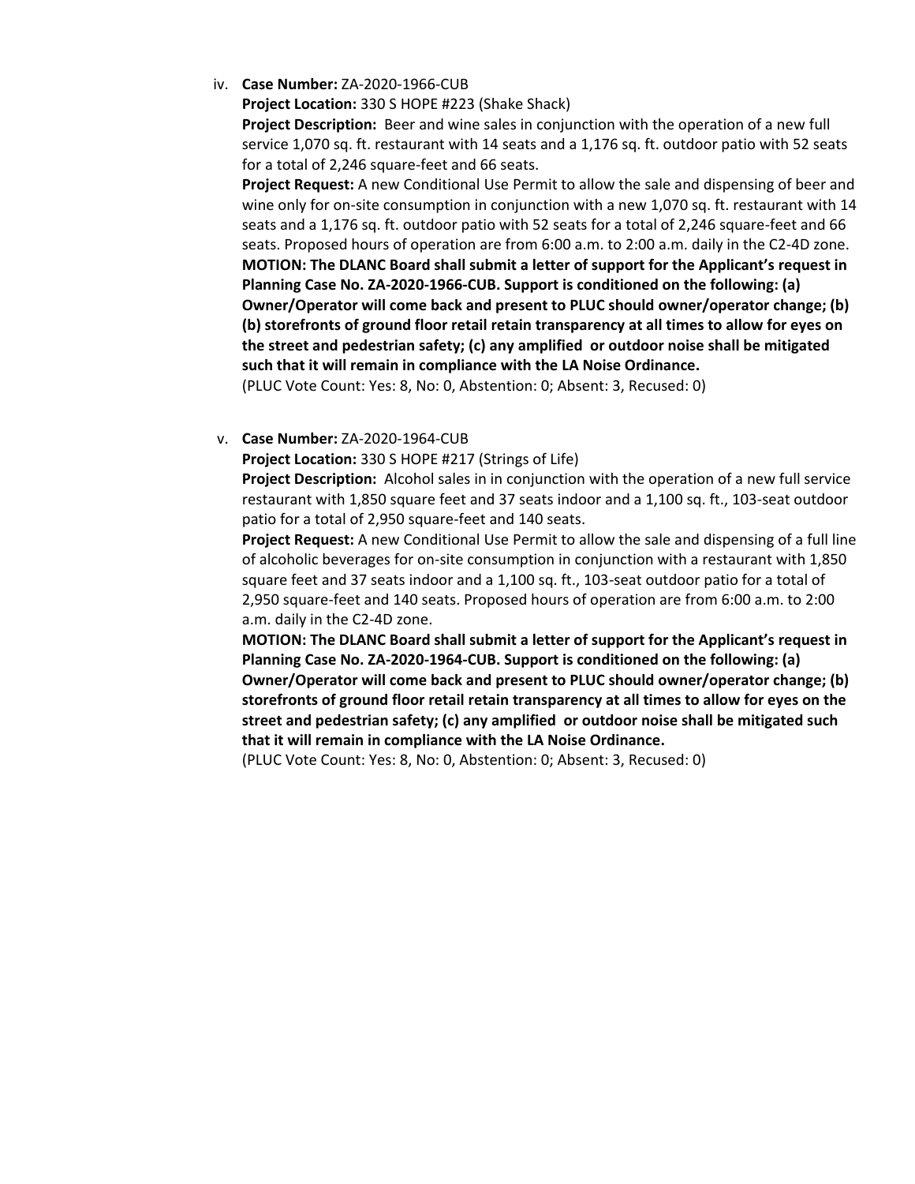iv. **Case Number:** ZA-2020-1966-CUB

**Project Location:** 330 S HOPE #223 (Shake Shack)

**Project Description:** Beer and wine sales in conjunction with the operation of a new full service 1,070 sq. ft. restaurant with 14 seats and a 1,176 sq. ft. outdoor patio with 52 seats for a total of 2,246 square-feet and 66 seats.

**Project Request:** A new Conditional Use Permit to allow the sale and dispensing of beer and wine only for on-site consumption in conjunction with a new 1,070 sq. ft. restaurant with 14 seats and a 1,176 sq. ft. outdoor patio with 52 seats for a total of 2,246 square-feet and 66 seats. Proposed hours of operation are from 6:00 a.m. to 2:00 a.m. daily in the C2-4D zone.

**MOTION: The DLANC Board shall submit a letter of support for the Applicant's request in Planning Case No. ZA-2020-1966-CUB. Support is conditioned on the following: (a) Owner/Operator will come back and present to PLUC should owner/operator change; (b) (b) storefronts of ground floor retail retain transparency at all times to allow for eyes on the street and pedestrian safety; (c) any amplified or outdoor noise shall be mitigated such that it will remain in compliance with the LA Noise Ordinance.**

(PLUC Vote Count: Yes: 8, No: 0, Abstention: 0; Absent: 3, Recused: 0)

v. **Case Number:** ZA-2020-1964-CUB

**Project Location:** 330 S HOPE #217 (Strings of Life)

**Project Description:** Alcohol sales in in conjunction with the operation of a new full service restaurant with 1,850 square feet and 37 seats indoor and a 1,100 sq. ft., 103-seat outdoor patio for a total of 2,950 square-feet and 140 seats.

**Project Request:** A new Conditional Use Permit to allow the sale and dispensing of a full line of alcoholic beverages for on-site consumption in conjunction with a restaurant with 1,850 square feet and 37 seats indoor and a 1,100 sq. ft., 103-seat outdoor patio for a total of 2,950 square-feet and 140 seats. Proposed hours of operation are from 6:00 a.m. to 2:00 a.m. daily in the C2-4D zone.

**MOTION: The DLANC Board shall submit a letter of support for the Applicant's request in Planning Case No. ZA-2020-1964-CUB. Support is conditioned on the following: (a) Owner/Operator will come back and present to PLUC should owner/operator change; (b) storefronts of ground floor retail retain transparency at all times to allow for eyes on the street and pedestrian safety; (c) any amplified or outdoor noise shall be mitigated such that it will remain in compliance with the LA Noise Ordinance.**

(PLUC Vote Count: Yes: 8, No: 0, Abstention: 0; Absent: 3, Recused: 0)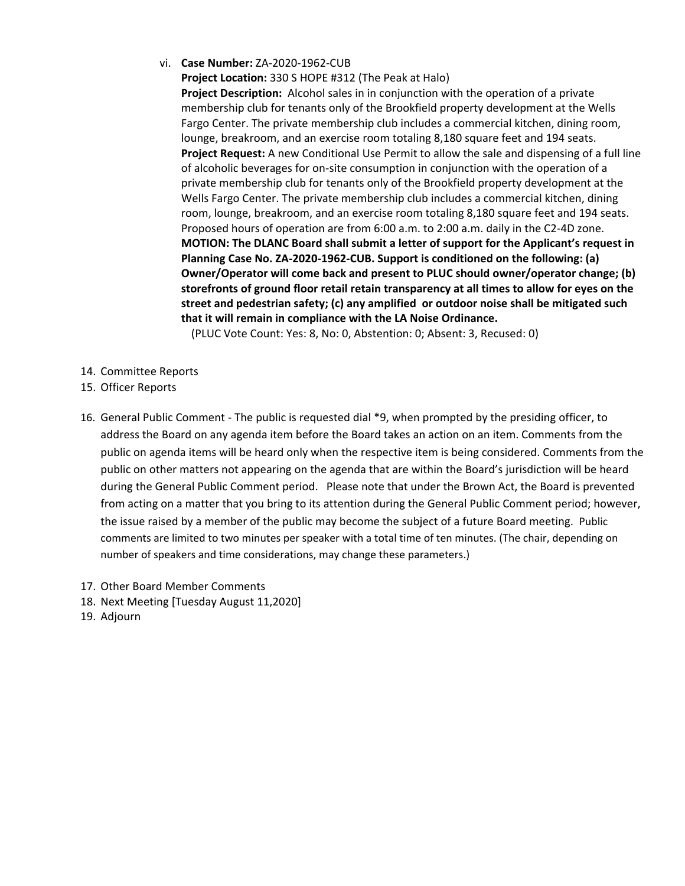vi. **Case Number:** ZA-2020-1962-CUB

**Project Location:** 330 S HOPE #312 (The Peak at Halo)

**Project Description:** Alcohol sales in in conjunction with the operation of a private membership club for tenants only of the Brookfield property development at the Wells Fargo Center. The private membership club includes a commercial kitchen, dining room, lounge, breakroom, and an exercise room totaling 8,180 square feet and 194 seats.

**Project Request:** A new Conditional Use Permit to allow the sale and dispensing of a full line of alcoholic beverages for on-site consumption in conjunction with the operation of a private membership club for tenants only of the Brookfield property development at the Wells Fargo Center. The private membership club includes a commercial kitchen, dining room, lounge, breakroom, and an exercise room totaling 8,180 square feet and 194 seats. Proposed hours of operation are from 6:00 a.m. to 2:00 a.m. daily in the C2-4D zone.

**MOTION: The DLANC Board shall submit a letter of support for the Applicant's request in Planning Case No. ZA-2020-1962-CUB. Support is conditioned on the following: (a) Owner/Operator will come back and present to PLUC should owner/operator change; (b) storefronts of ground floor retail retain transparency at all times to allow for eyes on the street and pedestrian safety; (c) any amplified or outdoor noise shall be mitigated such that it will remain in compliance with the LA Noise Ordinance.**

(PLUC Vote Count: Yes: 8, No: 0, Abstention: 0; Absent: 3, Recused: 0)

14. Committee Reports
15. Officer Reports
16. General Public Comment - The public is requested dial *9, when prompted by the presiding officer, to address the Board on any agenda item before the Board takes an action on an item. Comments from the public on agenda items will be heard only when the respective item is being considered. Comments from the public on other matters not appearing on the agenda that are within the Board's jurisdiction will be heard during the General Public Comment period. Please note that under the Brown Act, the Board is prevented from acting on a matter that you bring to its attention during the General Public Comment period; however, the issue raised by a member of the public may become the subject of a future Board meeting. Public comments are limited to two minutes per speaker with a total time of ten minutes. (The chair, depending on number of speakers and time considerations, may change these parameters.)
17. Other Board Member Comments
18. Next Meeting [Tuesday August 11,2020]
19. Adjourn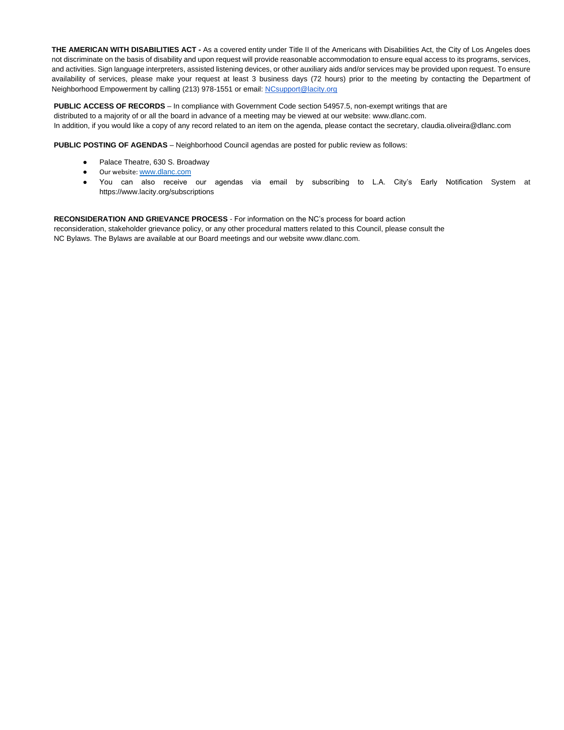**THE AMERICAN WITH DISABILITIES ACT -** As a covered entity under Title II of the Americans with Disabilities Act, the City of Los Angeles does not discriminate on the basis of disability and upon request will provide reasonable accommodation to ensure equal access to its programs, services, and activities. Sign language interpreters, assisted listening devices, or other auxiliary aids and/or services may be provided upon request. To ensure availability of services, please make your request at least 3 business days (72 hours) prior to the meeting by contacting the Department of Neighborhood Empowerment by calling (213) 978-1551 or email: NCsupport@lacity.org

**PUBLIC ACCESS OF RECORDS** – In compliance with Government Code section 54957.5, non-exempt writings that are distributed to a majority of or all the board in advance of a meeting may be viewed at our website: www.dlanc.com. In addition, if you would like a copy of any record related to an item on the agenda, please contact the secretary, claudia.oliveira@dlanc.com

**PUBLIC POSTING OF AGENDAS** – Neighborhood Council agendas are posted for public review as follows:

- Palace Theatre, 630 S. Broadway
- Our website: www.dlanc.com
- You can also receive our agendas via email by subscribing to L.A. City's Early Notification System at https://www.lacity.org/subscriptions

**RECONSIDERATION AND GRIEVANCE PROCESS** - For information on the NC's process for board action reconsideration, stakeholder grievance policy, or any other procedural matters related to this Council, please consult the NC Bylaws. The Bylaws are available at our Board meetings and our website www.dlanc.com.